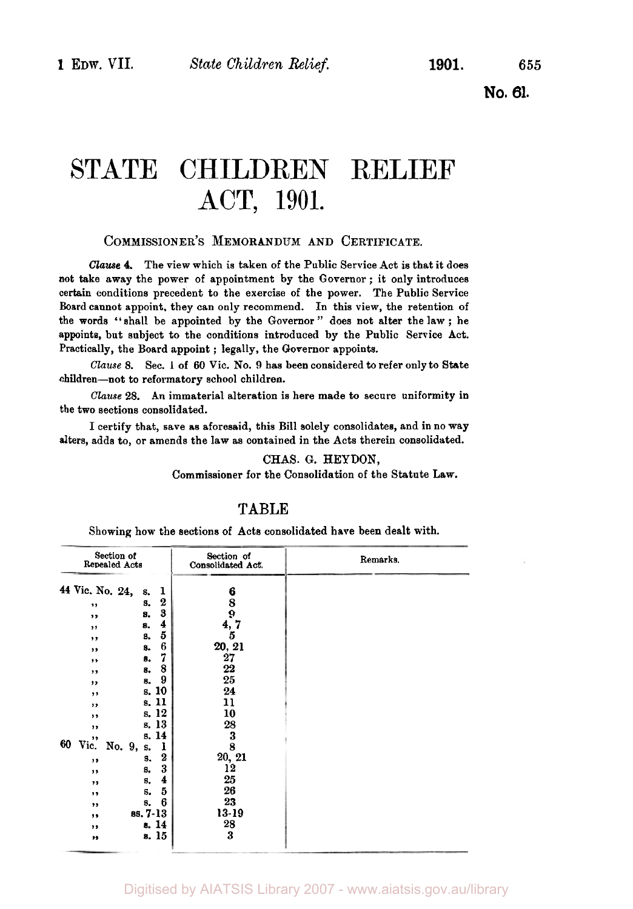No. 61.

# STATE CHILDREN RELIEF ACT, 1901.

COMMISSIONER'S MEMORANDUM AND CERTIFICATE.

*Clause* 4. The view which is taken of the Public Service Act is that it does not take away the power of appointment by the Governor; it only introduces certain conditions precedent to the exercise of the power. The Public Service Board cannot appoint, they can only recommend. In this view, the retention of the words "shall be appointed by the Governor" does not alter the law; he appoints, but subject to the conditions introduced by the Public Service Act. Practically, the Board appoint; legally, the Governor appoints.

*Clause* 8. Sec. 1 of 60 Vic. No. 9 has been considered to refer only to State children—not to reformatory school children.

*Clause* 28. An immaterial alteration is here made to secure uniformity in the two sections consolidated.

I certify that, save as aforesaid, this Bill solely consolidates, and in no way alters, adds to, or amends the law as contained in the Acts therein consolidated.

CHAS. G. HEYDON,
Commissioner for the Consolidation of the Statute Law.

## TABLE

Showing how the sections of Acts consolidated have been dealt with.

| Section of Repealed Acts | Section of Consolidated Act. | Remarks. |
|---|---|---|
| 44 Vic. No. 24, s. 1 | 6 | |
| ,, s. 2 | 8 | |
| ,, s. 3 | 9 | |
| ,, s. 4 | 4, 7 | |
| ,, s. 5 | 5 | |
| ,, s. 6 | 20, 21 | |
| ,, s. 7 | 27 | |
| ,, s. 8 | 22 | |
| ,, s. 9 | 25 | |
| ,, s. 10 | 24 | |
| ,, s. 11 | 11 | |
| ,, s. 12 | 10 | |
| ,, s. 13 | 28 | |
| ,, s. 14 | 3 | |
| 60 Vic. No. 9, s. 1 | 8 | |
| ,, s. 2 | 20, 21 | |
| ,, s. 3 | 12 | |
| ,, s. 4 | 25 | |
| ,, s. 5 | 26 | |
| ,, s. 6 | 23 | |
| ,, ss. 7-13 | 13-19 | |
| ,, s. 14 | 28 | |
| ,, s. 15 | 3 | |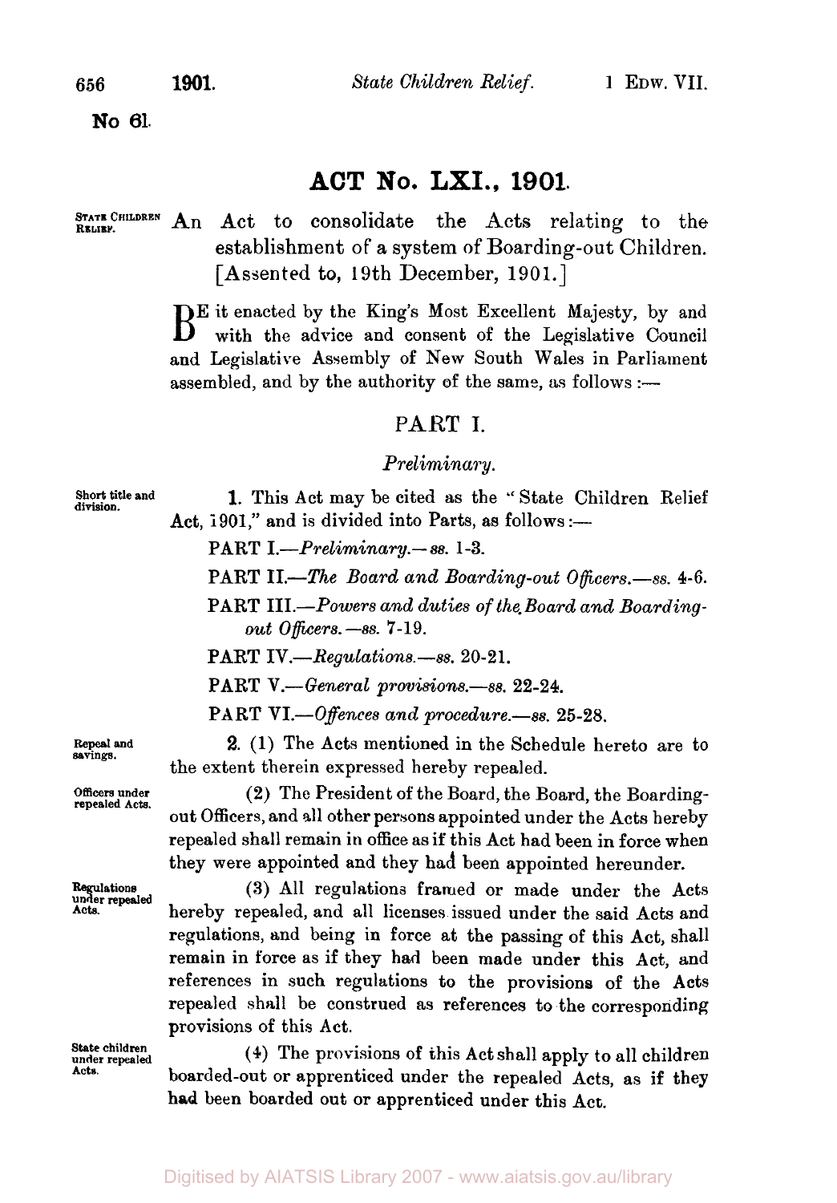No 61.

# ACT No. LXI., 1901.

STATE CHILDREN RELIEF.

An Act to consolidate the Acts relating to the establishment of a system of Boarding-out Children. [Assented to, 19th December, 1901.]

BE it enacted by the King's Most Excellent Majesty, by and with the advice and consent of the Legislative Council and Legislative Assembly of New South Wales in Parliament assembled, and by the authority of the same, as follows:—

## PART I.

### *Preliminary.*

Short title and division.

**1.** This Act may be cited as the "State Children Relief Act, 1901," and is divided into Parts, as follows:—

PART I.—*Preliminary.*—*ss.* 1-3.

PART II.—*The Board and Boarding-out Officers.*—*ss.* 4-6.

PART III.—*Powers and duties of the Board and Boarding-out Officers.*—*ss.* 7-19.

PART IV.—*Regulations.*—*ss.* 20-21.

PART V.—*General provisions.*—*ss.* 22-24.

PART VI.—*Offences and procedure.*—*ss.* 25-28.

Repeal and savings.

**2.** (1) The Acts mentioned in the Schedule hereto are to the extent therein expressed hereby repealed.

Officers under repealed Acts.

(2) The President of the Board, the Board, the Boarding-out Officers, and all other persons appointed under the Acts hereby repealed shall remain in office as if this Act had been in force when they were appointed and they had been appointed hereunder.

Regulations under repealed Acts.

(3) All regulations framed or made under the Acts hereby repealed, and all licenses issued under the said Acts and regulations, and being in force at the passing of this Act, shall remain in force as if they had been made under this Act, and references in such regulations to the provisions of the Acts repealed shall be construed as references to the corresponding provisions of this Act.

State children under repealed Acts.

(4) The provisions of this Act shall apply to all children boarded-out or apprenticed under the repealed Acts, as if they had been boarded out or apprenticed under this Act.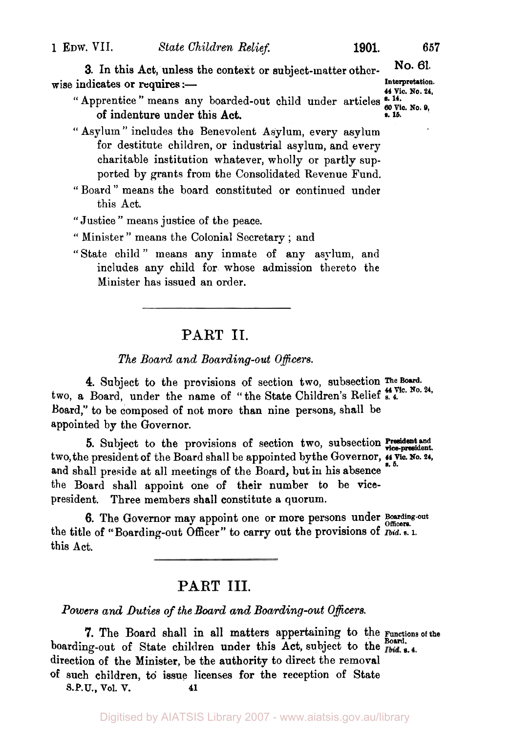**3.** In this Act, unless the context or subject-matter otherwise indicates or requires:—

Interpretation. 44 Vic. No. 24, s. 14. 60 Vic. No. 9, s. 15.

"Apprentice" means any boarded-out child under articles of indenture under this Act.

"Asylum" includes the Benevolent Asylum, every asylum for destitute children, or industrial asylum, and every charitable institution whatever, wholly or partly supported by grants from the Consolidated Revenue Fund.

"Board" means the board constituted or continued under this Act.

"Justice" means justice of the peace.

"Minister" means the Colonial Secretary; and

"State child" means any inmate of any asylum, and includes any child for whose admission thereto the Minister has issued an order.

---

## PART II.

### *The Board and Boarding-out Officers.*

**4.** Subject to the provisions of section two, subsection two, a Board, under the name of "the State Children's Relief Board," to be composed of not more than nine persons, shall be appointed by the Governor.

The Board. 44 Vic. No. 24, s. 4.

**5.** Subject to the provisions of section two, subsection two, the president of the Board shall be appointed by the Governor, and shall preside at all meetings of the Board, but in his absence the Board shall appoint one of their number to be vice-president. Three members shall constitute a quorum.

President and vice-president. 44 Vic. No. 24, s. 5.

**6.** The Governor may appoint one or more persons under the title of "Boarding-out Officer" to carry out the provisions of this Act.

Boarding-out Officers. *Ibid.* s. 1.

---

## PART III.

### *Powers and Duties of the Board and Boarding-out Officers.*

**7.** The Board shall in all matters appertaining to the boarding-out of State children under this Act, subject to the direction of the Minister, be the authority to direct the removal of such children, to issue licenses for the reception of State

Functions of the Board. *Ibid.* s. 4.

S.P.U., Vol. V. 41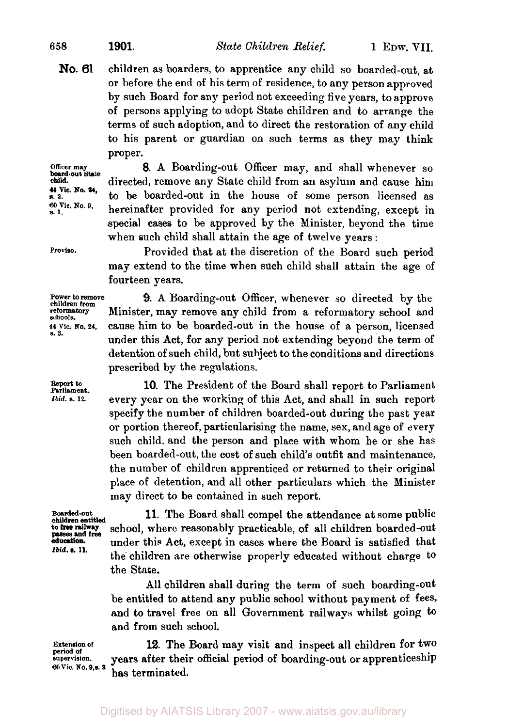children as boarders, to apprentice any child so boarded-out, at or before the end of his term of residence, to any person approved by such Board for any period not exceeding five years, to approve of persons applying to adopt State children and to arrange the terms of such adoption, and to direct the restoration of any child to his parent or guardian on such terms as they may think proper.

*Officer may board-out State child. 44 Vic. No. 24, s. 2. 60 Vic. No. 9, s. 1.*

**8.** A Boarding-out Officer may, and shall whenever so directed, remove any State child from an asylum and cause him to be boarded-out in the house of some person licensed as hereinafter provided for any period not extending, except in special cases to be approved by the Minister, beyond the time when such child shall attain the age of twelve years:

*Proviso.*

Provided that at the discretion of the Board such period may extend to the time when such child shall attain the age of fourteen years.

*Power to remove children from reformatory schools. 44 Vic. No. 24, s. 3.*

**9.** A Boarding-out Officer, whenever so directed by the Minister, may remove any child from a reformatory school and cause him to be boarded-out in the house of a person, licensed under this Act, for any period not extending beyond the term of detention of such child, but subject to the conditions and directions prescribed by the regulations.

*Report to Parliament. Ibid. s. 12.*

**10.** The President of the Board shall report to Parliament every year on the working of this Act, and shall in such report specify the number of children boarded-out during the past year or portion thereof, particularising the name, sex, and age of every such child, and the person and place with whom he or she has been boarded-out, the cost of such child's outfit and maintenance, the number of children apprenticed or returned to their original place of detention, and all other particulars which the Minister may direct to be contained in such report.

*Boarded-out children entitled to free railway passes and free education. Ibid. s. 11.*

**11.** The Board shall compel the attendance at some public school, where reasonably practicable, of all children boarded-out under this Act, except in cases where the Board is satisfied that the children are otherwise properly educated without charge to the State.

All children shall during the term of such boarding-out be entitled to attend any public school without payment of fees, and to travel free on all Government railways whilst going to and from such school.

*Extension of period of supervision. 60 Vic. No. 9, s. 3.*

**12.** The Board may visit and inspect all children for two years after their official period of boarding-out or apprenticeship has terminated.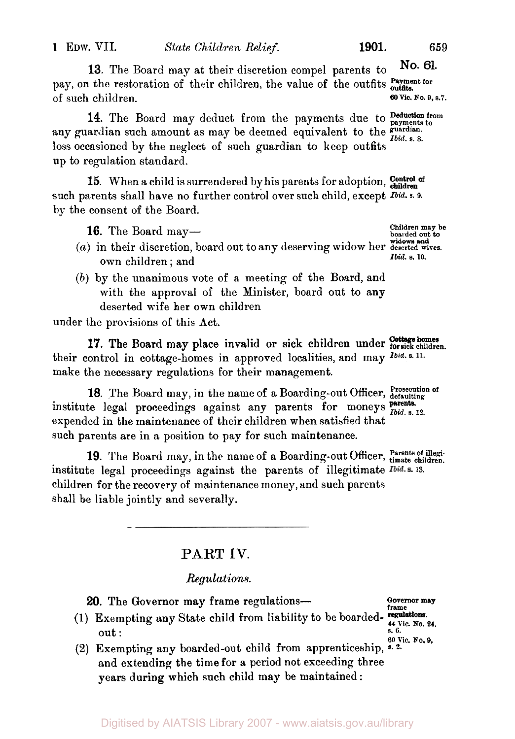**13**. The Board may at their discretion compel parents to pay, on the restoration of their children, the value of the outfits of such children.

Payment for outfits. 60 Vic. No. 9, s. 7.

**14**. The Board may deduct from the payments due to any guardian such amount as may be deemed equivalent to the loss occasioned by the neglect of such guardian to keep outfits up to regulation standard.

Deduction from payments to guardian. *Ibid.* s. 8.

**15**. When a child is surrendered by his parents for adoption, such parents shall have no further control over such child, except by the consent of the Board.

Control of children. *Ibid.* s. 9.

**16**. The Board may—

Children may be boarded out to widows and deserted wives. *Ibid.* s. 10.

(*a*) in their discretion, board out to any deserving widow her own children; and

(*b*) by the unanimous vote of a meeting of the Board, and with the approval of the Minister, board out to any deserted wife her own children

under the provisions of this Act.

**17**. The Board may place invalid or sick children under their control in cottage-homes in approved localities, and may make the necessary regulations for their management.

Cottage homes for sick children. *Ibid.* s. 11.

**18**. The Board may, in the name of a Boarding-out Officer, institute legal proceedings against any parents for moneys expended in the maintenance of their children when satisfied that such parents are in a position to pay for such maintenance.

Prosecution of defaulting parents. *Ibid.* s. 12.

**19**. The Board may, in the name of a Boarding-out Officer, institute legal proceedings against the parents of illegitimate children for the recovery of maintenance money, and such parents shall be liable jointly and severally.

Parents of illegitimate children. *Ibid.* s. 13.

---

## PART IV.

### *Regulations.*

**20**. The Governor may frame regulations—

Governor may frame regulations. 44 Vic. No. 24, s. 6. 60 Vic. No. 9, s. 2.

(1) Exempting any State child from liability to be boarded-out:

(2) Exempting any boarded-out child from apprenticeship, and extending the time for a period not exceeding three years during which such child may be maintained: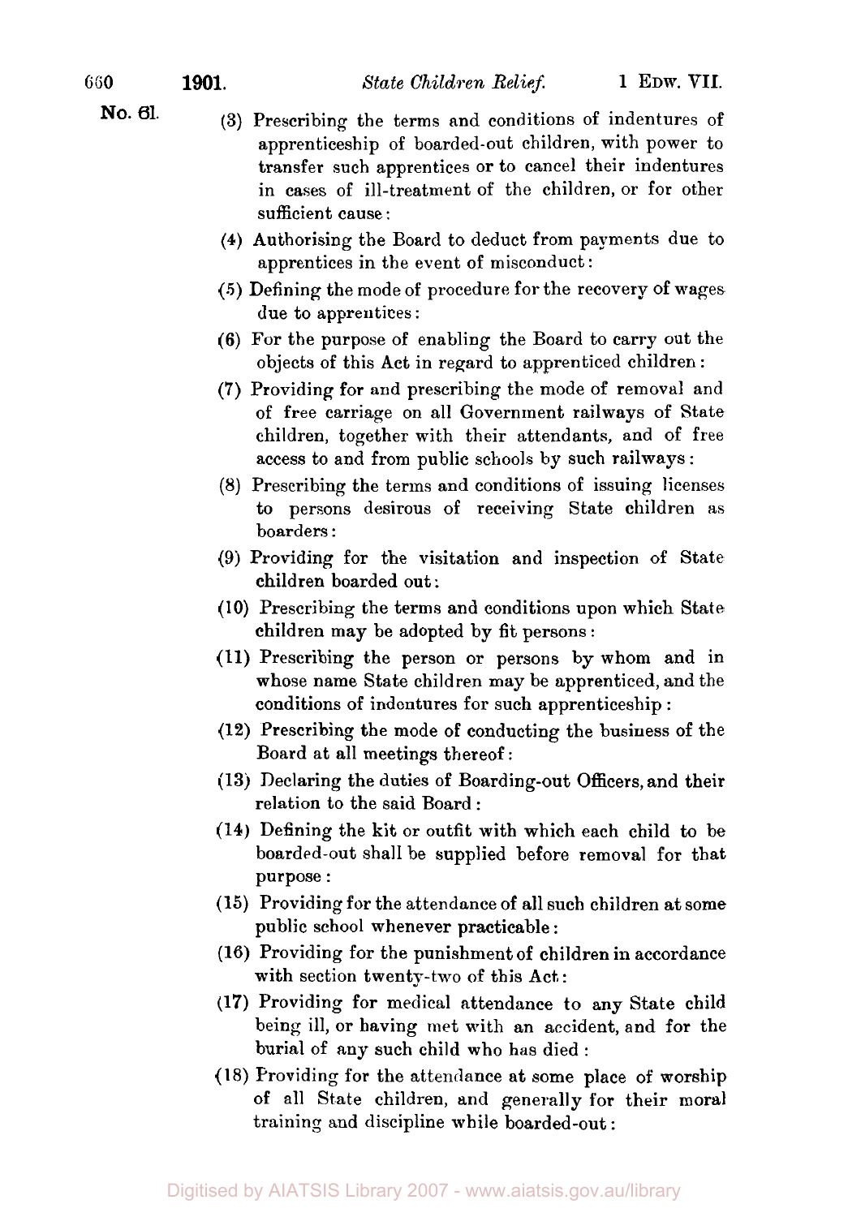No. 61.

(3) Prescribing the terms and conditions of indentures of apprenticeship of boarded-out children, with power to transfer such apprentices or to cancel their indentures in cases of ill-treatment of the children, or for other sufficient cause:

(4) Authorising the Board to deduct from payments due to apprentices in the event of misconduct:

(5) Defining the mode of procedure for the recovery of wages due to apprentices:

(6) For the purpose of enabling the Board to carry out the objects of this Act in regard to apprenticed children:

(7) Providing for and prescribing the mode of removal and of free carriage on all Government railways of State children, together with their attendants, and of free access to and from public schools by such railways:

(8) Prescribing the terms and conditions of issuing licenses to persons desirous of receiving State children as boarders:

(9) Providing for the visitation and inspection of State children boarded out:

(10) Prescribing the terms and conditions upon which State children may be adopted by fit persons:

(11) Prescribing the person or persons by whom and in whose name State children may be apprenticed, and the conditions of indentures for such apprenticeship:

(12) Prescribing the mode of conducting the business of the Board at all meetings thereof:

(13) Declaring the duties of Boarding-out Officers, and their relation to the said Board:

(14) Defining the kit or outfit with which each child to be boarded-out shall be supplied before removal for that purpose:

(15) Providing for the attendance of all such children at some public school whenever practicable:

(16) Providing for the punishment of children in accordance with section twenty-two of this Act:

(17) Providing for medical attendance to any State child being ill, or having met with an accident, and for the burial of any such child who has died:

(18) Providing for the attendance at some place of worship of all State children, and generally for their moral training and discipline while boarded-out: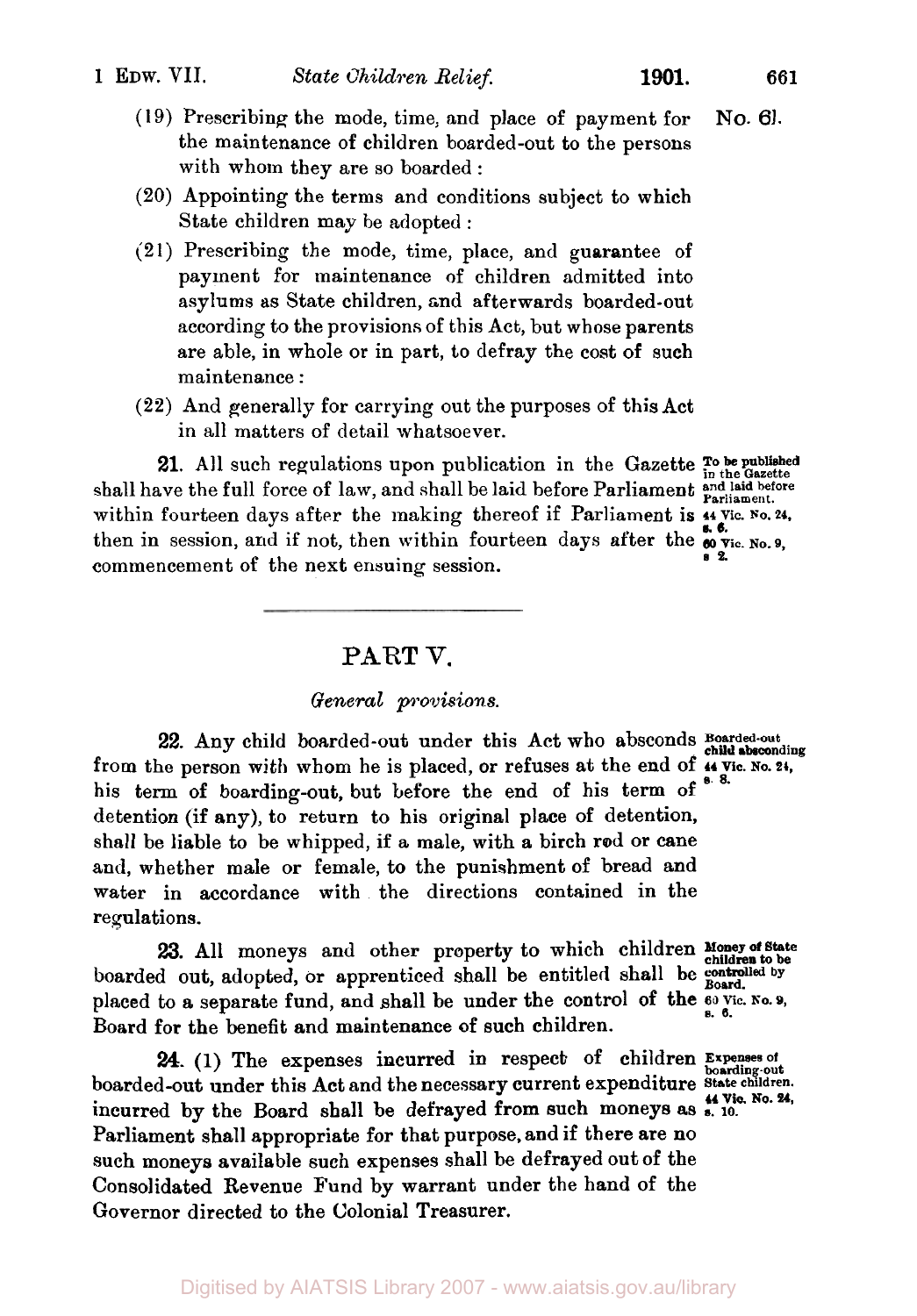(19) Prescribing the mode, time, and place of payment for the maintenance of children boarded-out to the persons with whom they are so boarded :

(20) Appointing the terms and conditions subject to which State children may be adopted :

(21) Prescribing the mode, time, place, and guarantee of payment for maintenance of children admitted into asylums as State children, and afterwards boarded-out according to the provisions of this Act, but whose parents are able, in whole or in part, to defray the cost of such maintenance :

(22) And generally for carrying out the purposes of this Act in all matters of detail whatsoever.

**21.** All such regulations upon publication in the Gazette shall have the full force of law, and shall be laid before Parliament within fourteen days after the making thereof if Parliament is then in session, and if not, then within fourteen days after the commencement of the next ensuing session.

**To be published in the Gazette and laid before Parliament.** 44 Vic. No. 24, s. 6. 60 Vic. No. 9, s. 2.

## PART V.

### *General provisions.*

**22.** Any child boarded-out under this Act who absconds from the person with whom he is placed, or refuses at the end of his term of boarding-out, but before the end of his term of detention (if any), to return to his original place of detention, shall be liable to be whipped, if a male, with a birch rod or cane and, whether male or female, to the punishment of bread and water in accordance with the directions contained in the regulations.

**Boarded-out child absconding.** 44 Vic. No. 24, s. 8.

**23.** All moneys and other property to which children boarded out, adopted, or apprenticed shall be entitled shall be placed to a separate fund, and shall be under the control of the Board for the benefit and maintenance of such children.

**Money of State children to be controlled by Board.** 60 Vic. No. 9, s. 6.

**24.** (1) The expenses incurred in respect of children boarded-out under this Act and the necessary current expenditure incurred by the Board shall be defrayed from such moneys as Parliament shall appropriate for that purpose, and if there are no such moneys available such expenses shall be defrayed out of the Consolidated Revenue Fund by warrant under the hand of the Governor directed to the Colonial Treasurer.

**Expenses of boarding-out State children.** 44 Vic. No. 24, s. 10.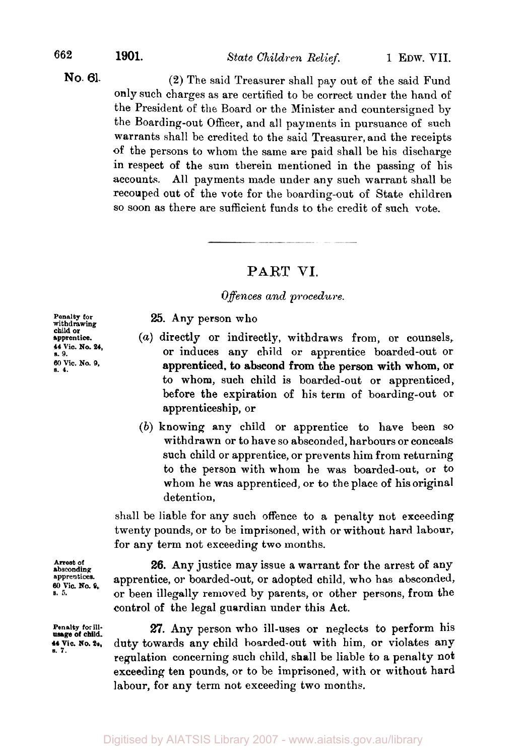(2) The said Treasurer shall pay out of the said Fund only such charges as are certified to be correct under the hand of the President of the Board or the Minister and countersigned by the Boarding-out Officer, and all payments in pursuance of such warrants shall be credited to the said Treasurer, and the receipts of the persons to whom the same are paid shall be his discharge in respect of the sum therein mentioned in the passing of his accounts. All payments made under any such warrant shall be recouped out of the vote for the boarding-out of State children so soon as there are sufficient funds to the credit of such vote.

## PART VI.

*Offences and procedure.*

Penalty for withdrawing child or apprentice. 44 Vic. No. 24, s. 9. 60 Vic. No. 9, s. 4.

**25.** Any person who

(*a*) directly or indirectly, withdraws from, or counsels, or induces any child or apprentice boarded-out or apprenticed, to abscond from the person with whom, or to whom, such child is boarded-out or apprenticed, before the expiration of his term of boarding-out or apprenticeship, or

(*b*) knowing any child or apprentice to have been so withdrawn or to have so absconded, harbours or conceals such child or apprentice, or prevents him from returning to the person with whom he was boarded-out, or to whom he was apprenticed, or to the place of his original detention,

shall be liable for any such offence to a penalty not exceeding twenty pounds, or to be imprisoned, with or without hard labour, for any term not exceeding two months.

Arrest of absconding apprentices. 60 Vic. No. 9, s. 5.

**26.** Any justice may issue a warrant for the arrest of any apprentice, or boarded-out, or adopted child, who has absconded, or been illegally removed by parents, or other persons, from the control of the legal guardian under this Act.

Penalty for ill-usage of child. 44 Vic. No. 24, s. 7.

**27.** Any person who ill-uses or neglects to perform his duty towards any child boarded-out with him, or violates any regulation concerning such child, shall be liable to a penalty not exceeding ten pounds, or to be imprisoned, with or without hard labour, for any term not exceeding two months.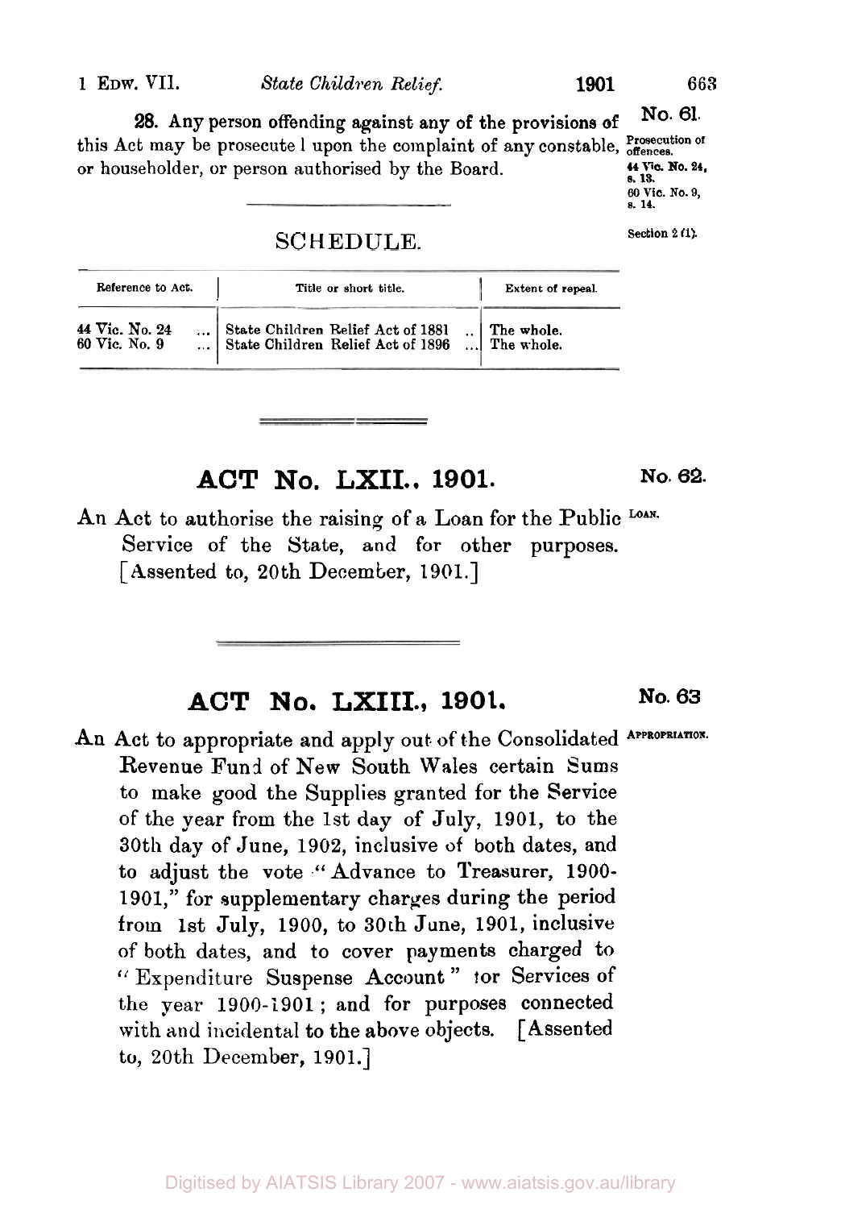**28.** Any person offending against any of the provisions of this Act may be prosecuted upon the complaint of any constable, or householder, or person authorised by the Board.

No. 61.

Prosecution of offences. 44 Vic. No. 24, s. 13. 60 Vic. No. 9, s. 14.

## SCHEDULE.

Section 2 (1).

| Reference to Act. | Title or short title. | Extent of repeal. |
|---|---|---|
| 44 Vic. No. 24 | State Children Relief Act of 1881 | The whole. |
| 60 Vic. No. 9 | State Children Relief Act of 1896 | The whole. |

# ACT No. LXII., 1901.

No. 62.

An Act to authorise the raising of a Loan for the Public Service of the State, and for other purposes. [Assented to, 20th December, 1901.]

LOAN.

# ACT No. LXIII., 1901.

No. 63

An Act to appropriate and apply out of the Consolidated Revenue Fund of New South Wales certain Sums to make good the Supplies granted for the Service of the year from the 1st day of July, 1901, to the 30th day of June, 1902, inclusive of both dates, and to adjust the vote "Advance to Treasurer, 1900-1901," for supplementary charges during the period from 1st July, 1900, to 30th June, 1901, inclusive of both dates, and to cover payments charged to "Expenditure Suspense Account" for Services of the year 1900-1901; and for purposes connected with and incidental to the above objects. [Assented to, 20th December, 1901.]

APPROPRIATION.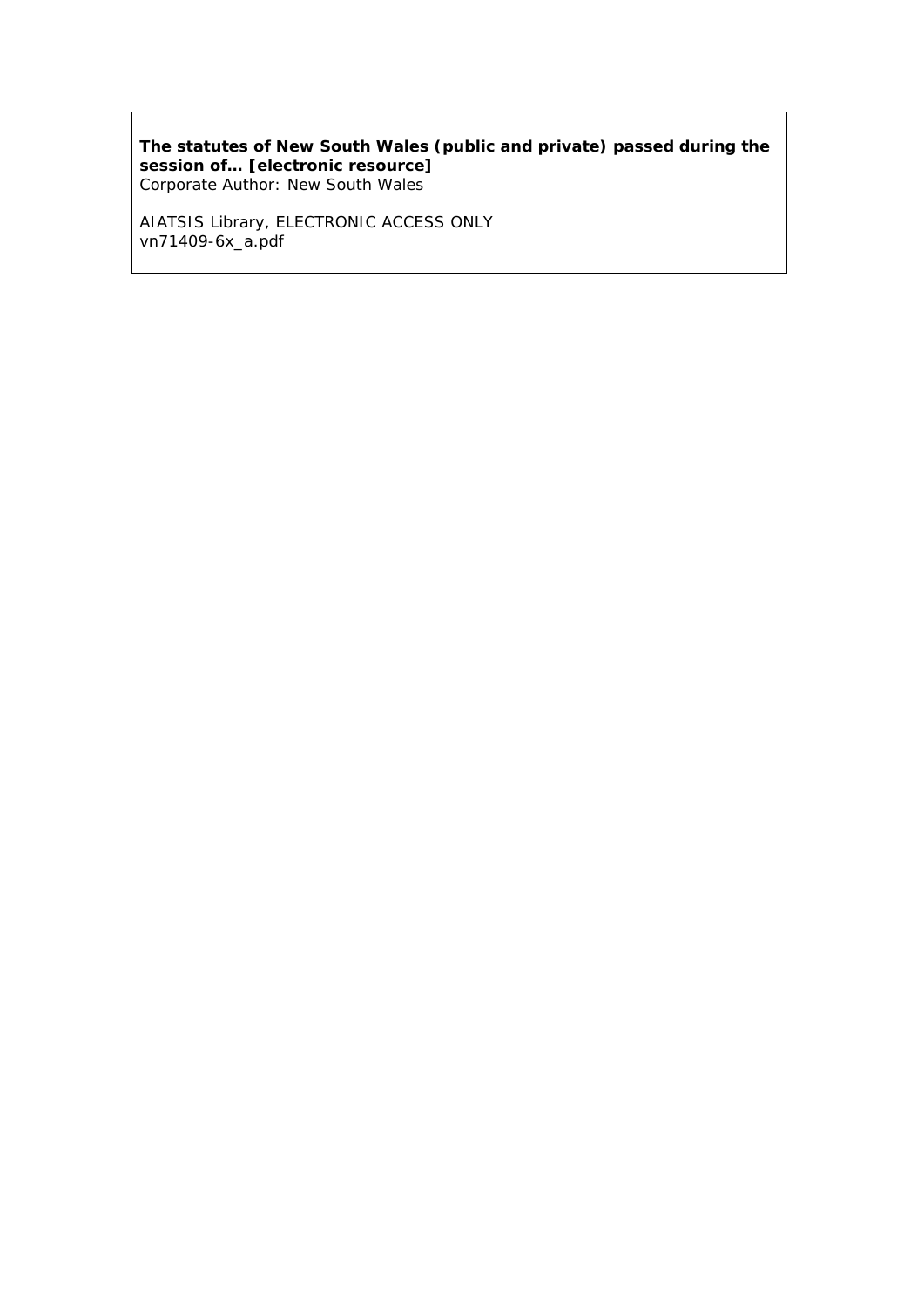**The statutes of New South Wales (public and private) passed during the session of… [electronic resource]**
Corporate Author: New South Wales

AIATSIS Library, ELECTRONIC ACCESS ONLY
vn71409-6x_a.pdf